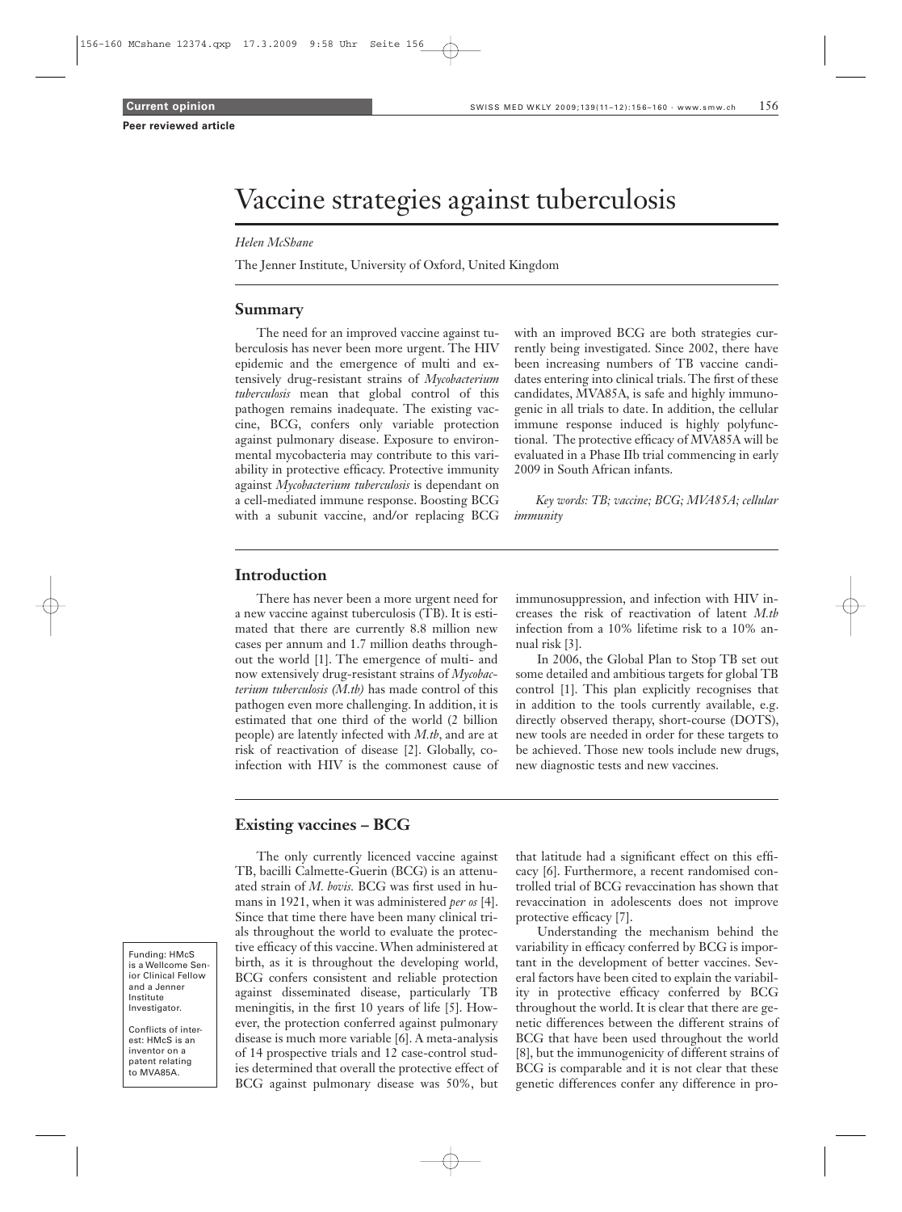**Current opinion**

**Peer reviewed article**

# Vaccine strategies against tuberculosis

*Helen McShane*

The Jenner Institute, University of Oxford, United Kingdom

## Summary

The need for an improved vaccine against tuberculosis has never been more urgent. The HIV epidemic and the emergence of multi and extensively drug-resistant strains of *Mycobacterium tuberculosis* mean that global control of this pathogen remains inadequate. The existing vaccine, BCG, confers only variable protection against pulmonary disease. Exposure to environmental mycobacteria may contribute to this variability in protective efficacy. Protective immunity against *Mycobacterium tuberculosis* is dependant on a cell-mediated immune response. Boosting BCG with a subunit vaccine, and/or replacing BCG with an improved BCG are both strategies currently being investigated. Since 2002, there have been increasing numbers of TB vaccine candidates entering into clinical trials. The first of these candidates, MVA85A, is safe and highly immunogenic in all trials to date. In addition, the cellular immune response induced is highly polyfunctional. The protective efficacy of MVA85A will be evaluated in a Phase IIb trial commencing in early 2009 in South African infants.

*Key words: TB; vaccine; BCG; MVA85A; cellular immunity*

## Introduction

There has never been a more urgent need for a new vaccine against tuberculosis (TB). It is estimated that there are currently 8.8 million new cases per annum and 1.7 million deaths throughout the world [1]. The emergence of multi- and now extensively drug-resistant strains of *Mycobacterium tuberculosis (M.tb)* has made control of this pathogen even more challenging. In addition, it is estimated that one third of the world (2 billion people) are latently infected with *M.tb*, and are at risk of reactivation of disease [2]. Globally, co-infection with HIV is the commonest cause of immunosuppression, and infection with HIV increases the risk of reactivation of latent *M.tb* infection from a 10% lifetime risk to a 10% annual risk [3].

In 2006, the Global Plan to Stop TB set out some detailed and ambitious targets for global TB control [1]. This plan explicitly recognises that in addition to the tools currently available, e.g. directly observed therapy, short-course (DOTS), new tools are needed in order for these targets to be achieved. Those new tools include new drugs, new diagnostic tests and new vaccines.

## Existing vaccines – BCG

The only currently licenced vaccine against TB, bacilli Calmette-Guerin (BCG) is an attenuated strain of *M. bovis.* BCG was first used in humans in 1921, when it was administered *per os* [4]. Since that time there have been many clinical trials throughout the world to evaluate the protective efficacy of this vaccine. When administered at birth, as it is throughout the developing world, BCG confers consistent and reliable protection against disseminated disease, particularly TB meningitis, in the first 10 years of life [5]. However, the protection conferred against pulmonary disease is much more variable [6]. A meta-analysis of 14 prospective trials and 12 case-control studies determined that overall the protective effect of BCG against pulmonary disease was 50%, but that latitude had a significant effect on this efficacy [6]. Furthermore, a recent randomised controlled trial of BCG revaccination has shown that revaccination in adolescents does not improve protective efficacy [7].

Understanding the mechanism behind the variability in efficacy conferred by BCG is important in the development of better vaccines. Several factors have been cited to explain the variability in protective efficacy conferred by BCG throughout the world. It is clear that there are genetic differences between the different strains of BCG that have been used throughout the world [8], but the immunogenicity of different strains of BCG is comparable and it is not clear that these genetic differences confer any difference in pro-

Funding: HMcS is a Wellcome Senior Clinical Fellow and a Jenner Institute Investigator.

Conflicts of interest: HMcS is an inventor on a patent relating to MVA85A.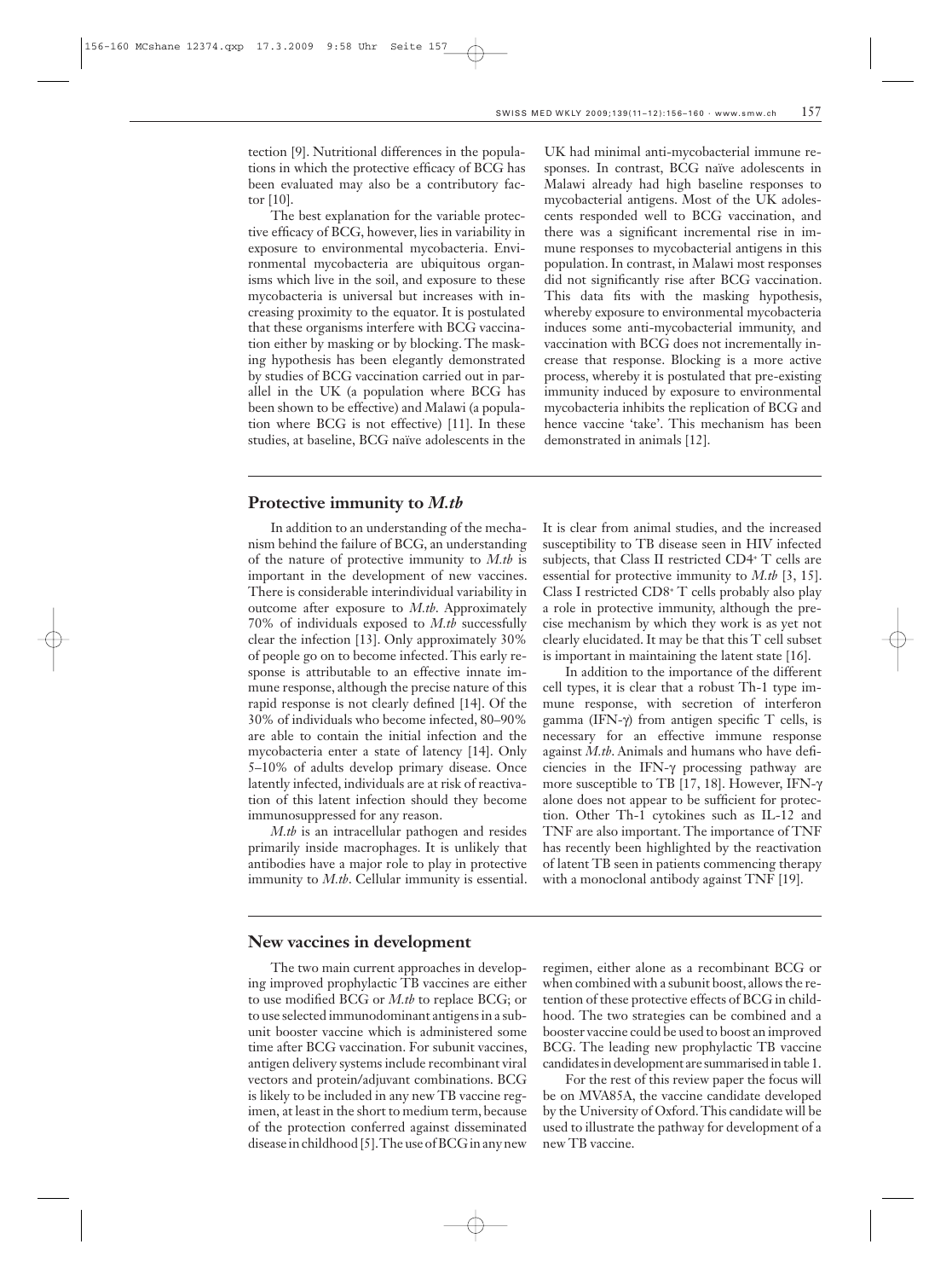tection [9]. Nutritional differences in the populations in which the protective efficacy of BCG has been evaluated may also be a contributory factor [10].

The best explanation for the variable protective efficacy of BCG, however, lies in variability in exposure to environmental mycobacteria. Environmental mycobacteria are ubiquitous organisms which live in the soil, and exposure to these mycobacteria is universal but increases with increasing proximity to the equator. It is postulated that these organisms interfere with BCG vaccination either by masking or by blocking. The masking hypothesis has been elegantly demonstrated by studies of BCG vaccination carried out in parallel in the UK (a population where BCG has been shown to be effective) and Malawi (a population where BCG is not effective) [11]. In these studies, at baseline, BCG naïve adolescents in the UK had minimal anti-mycobacterial immune responses. In contrast, BCG naïve adolescents in Malawi already had high baseline responses to mycobacterial antigens. Most of the UK adolescents responded well to BCG vaccination, and there was a significant incremental rise in immune responses to mycobacterial antigens in this population. In contrast, in Malawi most responses did not significantly rise after BCG vaccination. This data fits with the masking hypothesis, whereby exposure to environmental mycobacteria induces some anti-mycobacterial immunity, and vaccination with BCG does not incrementally increase that response. Blocking is a more active process, whereby it is postulated that pre-existing immunity induced by exposure to environmental mycobacteria inhibits the replication of BCG and hence vaccine 'take'. This mechanism has been demonstrated in animals [12].

## Protective immunity to *M.tb*

In addition to an understanding of the mechanism behind the failure of BCG, an understanding of the nature of protective immunity to *M.tb* is important in the development of new vaccines. There is considerable interindividual variability in outcome after exposure to *M.tb*. Approximately 70% of individuals exposed to *M.tb* successfully clear the infection [13]. Only approximately 30% of people go on to become infected. This early response is attributable to an effective innate immune response, although the precise nature of this rapid response is not clearly defined [14]. Of the 30% of individuals who become infected, 80–90% are able to contain the initial infection and the mycobacteria enter a state of latency [14]. Only 5–10% of adults develop primary disease. Once latently infected, individuals are at risk of reactivation of this latent infection should they become immunosuppressed for any reason.

*M.tb* is an intracellular pathogen and resides primarily inside macrophages. It is unlikely that antibodies have a major role to play in protective immunity to *M.tb*. Cellular immunity is essential. It is clear from animal studies, and the increased susceptibility to TB disease seen in HIV infected subjects, that Class II restricted $CD4^+$ T cells are essential for protective immunity to *M.tb* [3, 15]. Class I restricted $CD8^+$ T cells probably also play a role in protective immunity, although the precise mechanism by which they work is as yet not clearly elucidated. It may be that this T cell subset is important in maintaining the latent state [16].

In addition to the importance of the different cell types, it is clear that a robust Th-1 type immune response, with secretion of interferon gamma (IFN-$\gamma$) from antigen specific T cells, is necessary for an effective immune response against *M.tb*. Animals and humans who have deficiencies in the IFN-$\gamma$ processing pathway are more susceptible to TB [17, 18]. However, IFN-$\gamma$ alone does not appear to be sufficient for protection. Other Th-1 cytokines such as IL-12 and TNF are also important. The importance of TNF has recently been highlighted by the reactivation of latent TB seen in patients commencing therapy with a monoclonal antibody against TNF [19].

## New vaccines in development

The two main current approaches in developing improved prophylactic TB vaccines are either to use modified BCG or *M.tb* to replace BCG; or to use selected immunodominant antigens in a subunit booster vaccine which is administered some time after BCG vaccination. For subunit vaccines, antigen delivery systems include recombinant viral vectors and protein/adjuvant combinations. BCG is likely to be included in any new TB vaccine regimen, at least in the short to medium term, because of the protection conferred against disseminated disease in childhood [5]. The use of BCG in any new regimen, either alone as a recombinant BCG or when combined with a subunit boost, allows the retention of these protective effects of BCG in childhood. The two strategies can be combined and a booster vaccine could be used to boost an improved BCG. The leading new prophylactic TB vaccine candidates in development are summarised in table 1.

For the rest of this review paper the focus will be on MVA85A, the vaccine candidate developed by the University of Oxford. This candidate will be used to illustrate the pathway for development of a new TB vaccine.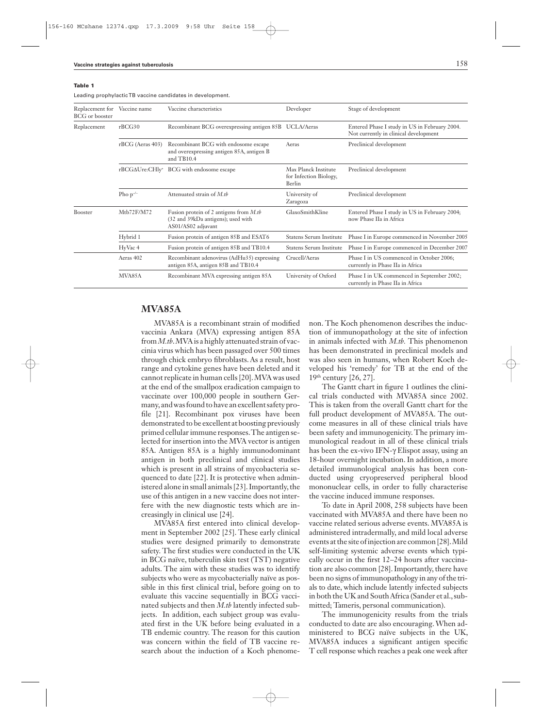**Table 1**

Leading prophylactic TB vaccine candidates in development.

| Replacement for BCG or booster | Vaccine name | Vaccine characteristics | Developer | Stage of development |
|---|---|---|---|---|
| Replacement | rBCG30 | Recombinant BCG overexpressing antigen 85B | UCLA/Aeras | Entered Phase I study in US in February 2004. Not currently in clinical development |
| | rBCG (Aeras 403) | Recombinant BCG with endosome escape and overexpressing antigen 85A, antigen B and TB10.4 | Aeras | Preclinical development |
| | rBCGΔUre:CHly[+] | BCG with endosome escape | Max Planck Institute for Infection Biology, Berlin | Preclinical development |
| | Pho $p^{-/-}$ | Attenuated strain of *M.tb* | University of Zaragoza | Preclinical development |
| Booster | Mtb72F/M72 | Fusion protein of 2 antigens from *M.tb* (32 and 39kDa antigens); used with AS01/AS02 adjuvant | GlaxoSmithKline | Entered Phase I study in US in February 2004; now Phase IIa in Africa |
| | Hybrid 1 | Fusion protein of antigen 85B and ESAT6 | Statens Serum Institute | Phase I in Europe commenced in November 2005 |
| | HyVac 4 | Fusion protein of antigen 85B and TB10.4 | Statens Serum Institute | Phase I in Europe commenced in December 2007 |
| | Aeras 402 | Recombinant adenovirus (AdHu35) expressing antigen 85A, antigen 85B and TB10.4 | Crucell/Aeras | Phase I in US commenced in October 2006; currently in Phase IIa in Africa |
| | MVA85A | Recombinant MVA expressing antigen 85A | University of Oxford | Phase I in UK commenced in September 2002; currently in Phase IIa in Africa |

## MVA85A

MVA85A is a recombinant strain of modified vaccinia Ankara (MVA) expressing antigen 85A from *M.tb*. MVA is a highly attenuated strain of vaccinia virus which has been passaged over 500 times through chick embryo fibroblasts. As a result, host range and cytokine genes have been deleted and it cannot replicate in human cells [20]. MVA was used at the end of the smallpox eradication campaign to vaccinate over 100,000 people in southern Germany, and was found to have an excellent safety profile [21]. Recombinant pox viruses have been demonstrated to be excellent at boosting previously primed cellular immune responses. The antigen selected for insertion into the MVA vector is antigen 85A. Antigen 85A is a highly immunodominant antigen in both preclinical and clinical studies which is present in all strains of mycobacteria sequenced to date [22]. It is protective when administered alone in small animals [23]. Importantly, the use of this antigen in a new vaccine does not interfere with the new diagnostic tests which are increasingly in clinical use [24].

MVA85A first entered into clinical development in September 2002 [25]. These early clinical studies were designed primarily to demonstrate safety. The first studies were conducted in the UK in BCG naïve, tuberculin skin test (TST) negative adults. The aim with these studies was to identify subjects who were as mycobacterially naïve as possible in this first clinical trial, before going on to evaluate this vaccine sequentially in BCG vaccinated subjects and then *M.tb* latently infected subjects. In addition, each subject group was evaluated first in the UK before being evaluated in a TB endemic country. The reason for this caution was concern within the field of TB vaccine research about the induction of a Koch phenomenon. The Koch phenomenon describes the induction of immunopathology at the site of infection in animals infected with *M.tb.* This phenomenon has been demonstrated in preclinical models and was also seen in humans, when Robert Koch developed his 'remedy' for TB at the end of the 19th century [26, 27].

The Gantt chart in figure 1 outlines the clinical trials conducted with MVA85A since 2002. This is taken from the overall Gantt chart for the full product development of MVA85A. The outcome measures in all of these clinical trials have been safety and immunogenicity. The primary immunological readout in all of these clinical trials has been the ex-vivo IFN-γ Elispot assay, using an 18-hour overnight incubation. In addition, a more detailed immunological analysis has been conducted using cryopreserved peripheral blood mononuclear cells, in order to fully characterise the vaccine induced immune responses.

To date in April 2008, 258 subjects have been vaccinated with MVA85A and there have been no vaccine related serious adverse events. MVA85A is administered intradermally, and mild local adverse events at the site of injection are common [28]. Mild self-limiting systemic adverse events which typically occur in the first 12–24 hours after vaccination are also common [28]. Importantly, there have been no signs of immunopathology in any of the trials to date, which include latently infected subjects in both the UK and South Africa (Sander et al., submitted; Tameris, personal communication).

The immunogenicity results from the trials conducted to date are also encouraging. When administered to BCG naïve subjects in the UK, MVA85A induces a significant antigen specific T cell response which reaches a peak one week after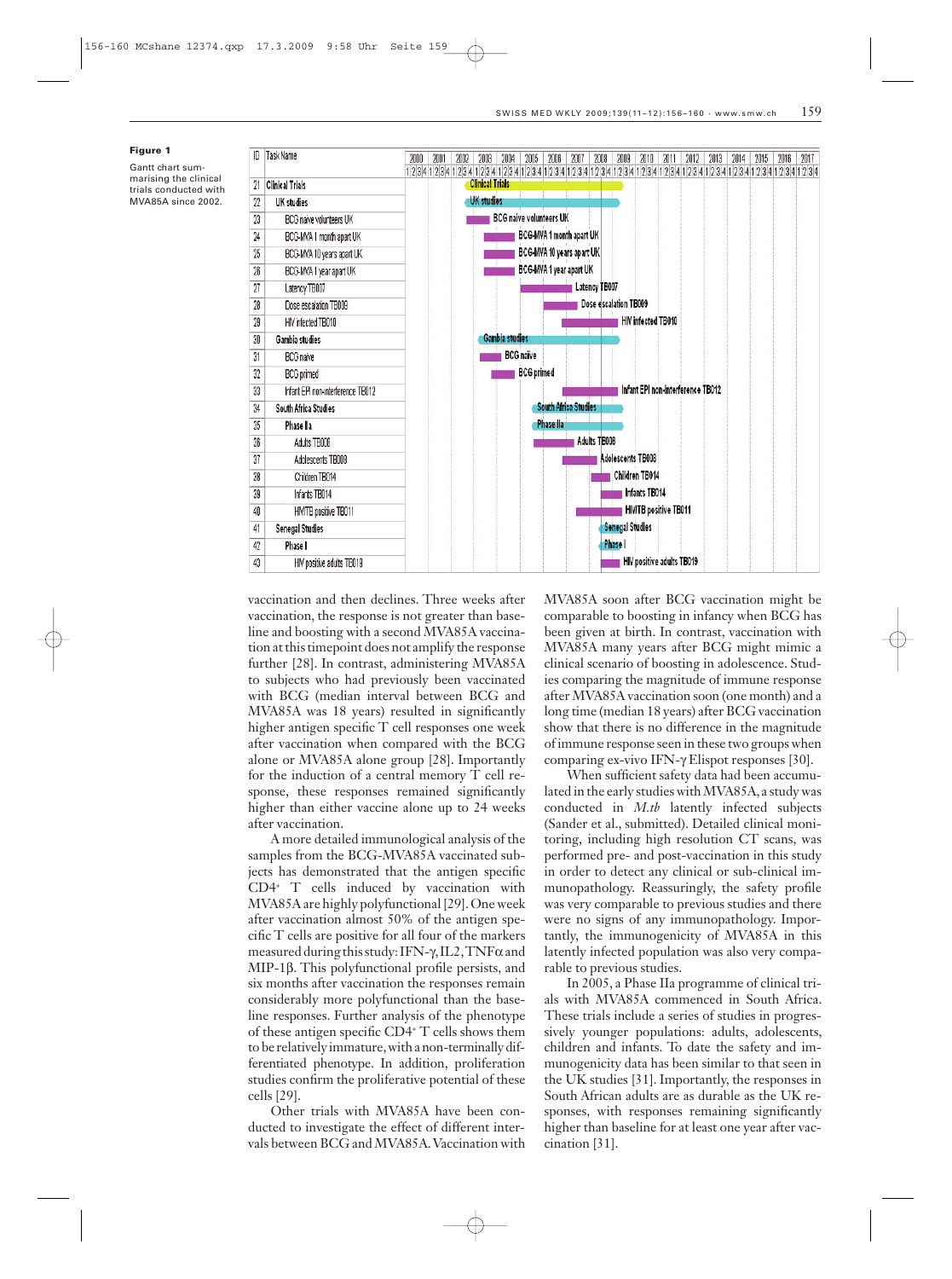**Figure 1**

Gantt chart summarising the clinical trials conducted with MVA85A since 2002.

| ID | Task Name |
|---|---|
| 21 | Clinical Trials |
| 22 | UK studies |
| 23 | BCG naive volunteers UK |
| 24 | BCG-MVA 1 month apart UK |
| 25 | BCG-MVA 10 years apart UK |
| 26 | BCG-MVA 1 year apart UK |
| 27 | Latency TB007 |
| 28 | Dose escalation TB009 |
| 29 | HIV infected TB010 |
| 30 | Gambia studies |
| 31 | BCG naive |
| 32 | BCG primed |
| 33 | Infant EPI non-interference TB012 |
| 34 | South Africa Studies |
| 35 | Phase IIa |
| 36 | Adults TB008 |
| 37 | Adolescents TB008 |
| 38 | Children TB014 |
| 39 | Infants TB014 |
| 40 | HIV/TB positive TB011 |
| 41 | Senegal Studies |
| 42 | Phase I |
| 43 | HIV positive adults TB019 |

vaccination and then declines. Three weeks after vaccination, the response is not greater than baseline and boosting with a second MVA85A vaccination at this timepoint does not amplify the response further [28]. In contrast, administering MVA85A to subjects who had previously been vaccinated with BCG (median interval between BCG and MVA85A was 18 years) resulted in significantly higher antigen specific T cell responses one week after vaccination when compared with the BCG alone or MVA85A alone group [28]. Importantly for the induction of a central memory T cell response, these responses remained significantly higher than either vaccine alone up to 24 weeks after vaccination.

A more detailed immunological analysis of the samples from the BCG-MVA85A vaccinated subjects has demonstrated that the antigen specific $CD4^+$ T cells induced by vaccination with MVA85A are highly polyfunctional [29]. One week after vaccination almost 50% of the antigen specific T cells are positive for all four of the markers measured during this study: IFN-γ, IL2, TNFα and MIP-1β. This polyfunctional profile persists, and six months after vaccination the responses remain considerably more polyfunctional than the baseline responses. Further analysis of the phenotype of these antigen specific $CD4^+$ T cells shows them to be relatively immature, with a non-terminally differentiated phenotype. In addition, proliferation studies confirm the proliferative potential of these cells [29].

Other trials with MVA85A have been conducted to investigate the effect of different intervals between BCG and MVA85A. Vaccination with MVA85A soon after BCG vaccination might be comparable to boosting in infancy when BCG has been given at birth. In contrast, vaccination with MVA85A many years after BCG might mimic a clinical scenario of boosting in adolescence. Studies comparing the magnitude of immune response after MVA85A vaccination soon (one month) and a long time (median 18 years) after BCG vaccination show that there is no difference in the magnitude of immune response seen in these two groups when comparing ex-vivo IFN-γ Elispot responses [30].

When sufficient safety data had been accumulated in the early studies with MVA85A, a study was conducted in *M.tb* latently infected subjects (Sander et al., submitted). Detailed clinical monitoring, including high resolution CT scans, was performed pre- and post-vaccination in this study in order to detect any clinical or sub-clinical immunopathology. Reassuringly, the safety profile was very comparable to previous studies and there were no signs of any immunopathology. Importantly, the immunogenicity of MVA85A in this latently infected population was also very comparable to previous studies.

In 2005, a Phase IIa programme of clinical trials with MVA85A commenced in South Africa. These trials include a series of studies in progressively younger populations: adults, adolescents, children and infants. To date the safety and immunogenicity data has been similar to that seen in the UK studies [31]. Importantly, the responses in South African adults are as durable as the UK responses, with responses remaining significantly higher than baseline for at least one year after vaccination [31].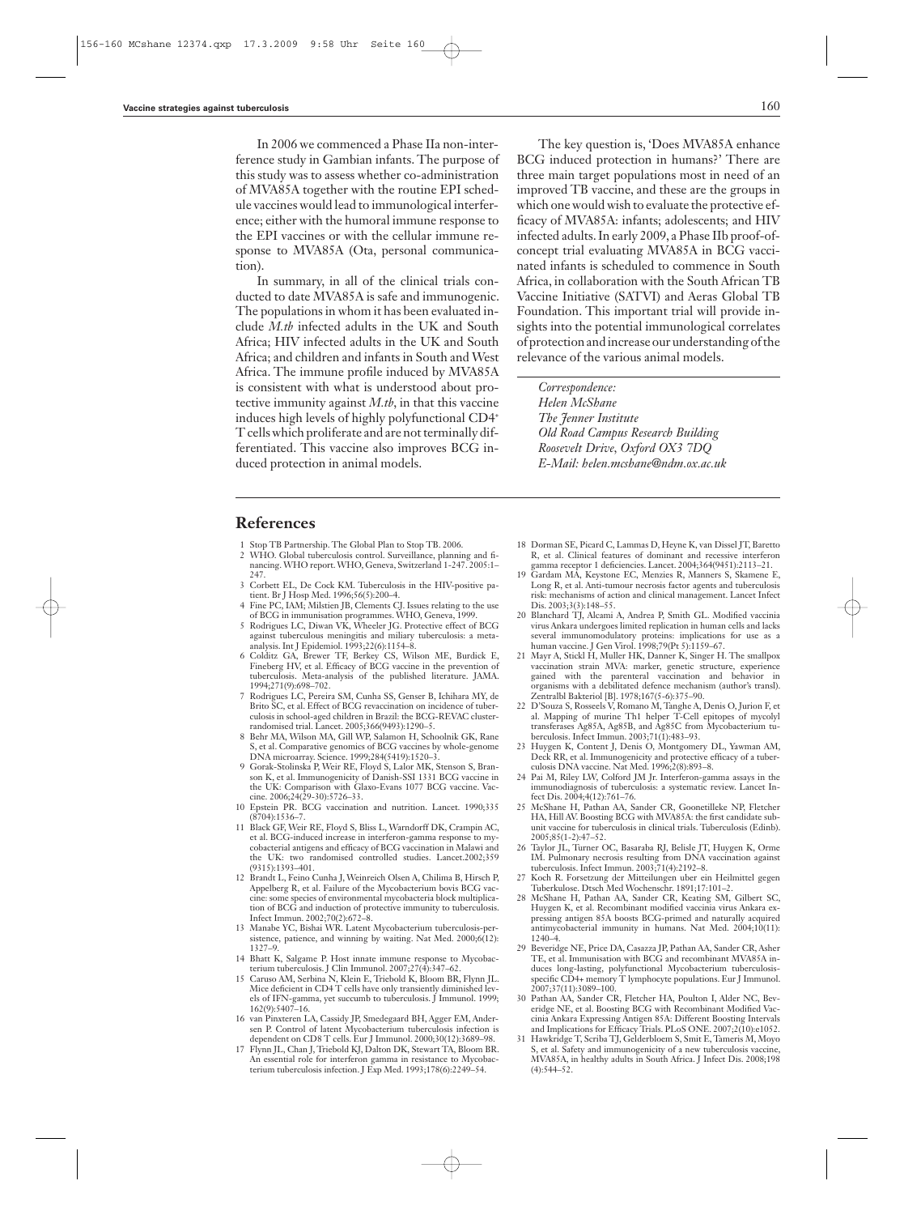In 2006 we commenced a Phase IIa non-interference study in Gambian infants. The purpose of this study was to assess whether co-administration of MVA85A together with the routine EPI schedule vaccines would lead to immunological interference; either with the humoral immune response to the EPI vaccines or with the cellular immune response to MVA85A (Ota, personal communication).

In summary, in all of the clinical trials conducted to date MVA85A is safe and immunogenic. The populations in whom it has been evaluated include *M.tb* infected adults in the UK and South Africa; HIV infected adults in the UK and South Africa; and children and infants in South and West Africa. The immune profile induced by MVA85A is consistent with what is understood about protective immunity against *M.tb*, in that this vaccine induces high levels of highly polyfunctional $CD4^+$ T cells which proliferate and are not terminally differentiated. This vaccine also improves BCG induced protection in animal models.

The key question is, 'Does MVA85A enhance BCG induced protection in humans?' There are three main target populations most in need of an improved TB vaccine, and these are the groups in which one would wish to evaluate the protective efficacy of MVA85A: infants; adolescents; and HIV infected adults. In early 2009, a Phase IIb proof-of-concept trial evaluating MVA85A in BCG vaccinated infants is scheduled to commence in South Africa, in collaboration with the South African TB Vaccine Initiative (SATVI) and Aeras Global TB Foundation. This important trial will provide insights into the potential immunological correlates of protection and increase our understanding of the relevance of the various animal models.

*Correspondence:*
*Helen McShane*
*The Jenner Institute*
*Old Road Campus Research Building*
*Roosevelt Drive, Oxford OX3 7DQ*
*E-Mail: helen.mcshane@ndm.ox.ac.uk*

## References

1. Stop TB Partnership. The Global Plan to Stop TB. 2006.
2. WHO. Global tuberculosis control. Surveillance, planning and financing. WHO report. WHO, Geneva, Switzerland 1-247. 2005:1–247.
3. Corbett EL, De Cock KM. Tuberculosis in the HIV-positive patient. Br J Hosp Med. 1996;56(5):200–4.
4. Fine PC, IAM; Milstien JB, Clements CJ. Issues relating to the use of BCG in immunisation programmes. WHO, Geneva, 1999.
5. Rodrigues LC, Diwan VK, Wheeler JG. Protective effect of BCG against tuberculous meningitis and miliary tuberculosis: a meta-analysis. Int J Epidemiol. 1993;22(6):1154–8.
6. Colditz GA, Brewer TF, Berkey CS, Wilson ME, Burdick E, Fineberg HV, et al. Efficacy of BCG vaccine in the prevention of tuberculosis. Meta-analysis of the published literature. JAMA. 1994;271(9):698–702.
7. Rodrigues LC, Pereira SM, Cunha SS, Genser B, Ichihara MY, de Brito SC, et al. Effect of BCG revaccination on incidence of tuberculosis in school-aged children in Brazil: the BCG-REVAC cluster-randomised trial. Lancet. 2005;366(9493):1290–5.
8. Behr MA, Wilson MA, Gill WP, Salamon H, Schoolnik GK, Rane S, et al. Comparative genomics of BCG vaccines by whole-genome DNA microarray. Science. 1999;284(5419):1520–3.
9. Gorak-Stolinska P, Weir RE, Floyd S, Lalor MK, Stenson S, Branson K, et al. Immunogenicity of Danish-SSI 1331 BCG vaccine in the UK: Comparison with Glaxo-Evans 1077 BCG vaccine. Vaccine. 2006;24(29-30):5726–33.
10. Epstein PR. BCG vaccination and nutrition. Lancet. 1990;335(8704):1536–7.
11. Black GF, Weir RE, Floyd S, Bliss L, Warndorff DK, Crampin AC, et al. BCG-induced increase in interferon-gamma response to mycobacterial antigens and efficacy of BCG vaccination in Malawi and the UK: two randomised controlled studies. Lancet.2002;359(9315):1393–401.
12. Brandt L, Feino Cunha J, Weinreich Olsen A, Chilima B, Hirsch P, Appelberg R, et al. Failure of the Mycobacterium bovis BCG vaccine: some species of environmental mycobacteria block multiplication of BCG and induction of protective immunity to tuberculosis. Infect Immun. 2002;70(2):672–8.
13. Manabe YC, Bishai WR. Latent Mycobacterium tuberculosis-persistence, patience, and winning by waiting. Nat Med. 2000;6(12):1327–9.
14. Bhatt K, Salgame P. Host innate immune response to Mycobacterium tuberculosis. J Clin Immunol. 2007;27(4):347–62.
15. Caruso AM, Serbina N, Klein E, Triebold K, Bloom BR, Flynn JL. Mice deficient in CD4 T cells have only transiently diminished levels of IFN-gamma, yet succumb to tuberculosis. J Immunol. 1999;162(9):5407–16.
16. van Pinxteren LA, Cassidy JP, Smedegaard BH, Agger EM, Andersen P. Control of latent Mycobacterium tuberculosis infection is dependent on CD8 T cells. Eur J Immunol. 2000;30(12):3689–98.
17. Flynn JL, Chan J, Triebold KJ, Dalton DK, Stewart TA, Bloom BR. An essential role for interferon gamma in resistance to Mycobacterium tuberculosis infection. J Exp Med. 1993;178(6):2249–54.
18. Dorman SE, Picard C, Lammas D, Heyne K, van Dissel JT, Baretto R, et al. Clinical features of dominant and recessive interferon gamma receptor 1 deficiencies. Lancet. 2004;364(9451):2113–21.
19. Gardam MA, Keystone EC, Menzies R, Manners S, Skamene E, Long R, et al. Anti-tumour necrosis factor agents and tuberculosis risk: mechanisms of action and clinical management. Lancet Infect Dis. 2003;3(3):148–55.
20. Blanchard TJ, Alcami A, Andrea P, Smith GL. Modified vaccinia virus Ankara undergoes limited replication in human cells and lacks several immunomodulatory proteins: implications for use as a human vaccine. J Gen Virol. 1998;79(Pt 5):1159–67.
21. Mayr A, Stickl H, Muller HK, Danner K, Singer H. The smallpox vaccination strain MVA: marker, genetic structure, experience gained with the parenteral vaccination and behavior in organisms with a debilitated defence mechanism (author's transl). Zentralbl Bakteriol [B]. 1978;167(5-6):375–90.
22. D'Souza S, Rosseels V, Romano M, Tanghe A, Denis O, Jurion F, et al. Mapping of murine Th1 helper T-Cell epitopes of mycolyl transferases Ag85A, Ag85B, and Ag85C from Mycobacterium tuberculosis. Infect Immun. 2003;71(1):483–93.
23. Huygen K, Content J, Denis O, Montgomery DL, Yawman AM, Deck RR, et al. Immunogenicity and protective efficacy of a tuberculosis DNA vaccine. Nat Med. 1996;2(8):893–8.
24. Pai M, Riley LW, Colford JM Jr. Interferon-gamma assays in the immunodiagnosis of tuberculosis: a systematic review. Lancet Infect Dis. 2004;4(12):761–76.
25. McShane H, Pathan AA, Sander CR, Goonetilleke NP, Fletcher HA, Hill AV. Boosting BCG with MVA85A: the first candidate subunit vaccine for tuberculosis in clinical trials. Tuberculosis (Edinb). 2005;85(1-2):47–52.
26. Taylor JL, Turner OC, Basaraba RJ, Belisle JT, Huygen K, Orme IM. Pulmonary necrosis resulting from DNA vaccination against tuberculosis. Infect Immun. 2003;71(4):2192–8.
27. Koch R. Forsetzung der Mitteilungen uber ein Heilmittel gegen Tuberkulose. Dtsch Med Wochenschr. 1891;17:101–2.
28. McShane H, Pathan AA, Sander CR, Keating SM, Gilbert SC, Huygen K, et al. Recombinant modified vaccinia virus Ankara expressing antigen 85A boosts BCG-primed and naturally acquired antimycobacterial immunity in humans. Nat Med. 2004;10(11):1240–4.
29. Beveridge NE, Price DA, Casazza JP, Pathan AA, Sander CR, Asher TE, et al. Immunisation with BCG and recombinant MVA85A induces long-lasting, polyfunctional Mycobacterium tuberculosis-specific CD4+ memory T lymphocyte populations. Eur J Immunol. 2007;37(11):3089–100.
30. Pathan AA, Sander CR, Fletcher HA, Poulton I, Alder NC, Beveridge NE, et al. Boosting BCG with Recombinant Modified Vaccinia Ankara Expressing Antigen 85A: Different Boosting Intervals and Implications for Efficacy Trials. PLoS ONE. 2007;2(10):e1052.
31. Hawkridge T, Scriba TJ, Gelderbloem S, Smit E, Tameris M, Moyo S, et al. Safety and immunogenicity of a new tuberculosis vaccine, MVA85A, in healthy adults in South Africa. J Infect Dis. 2008;198(4):544–52.